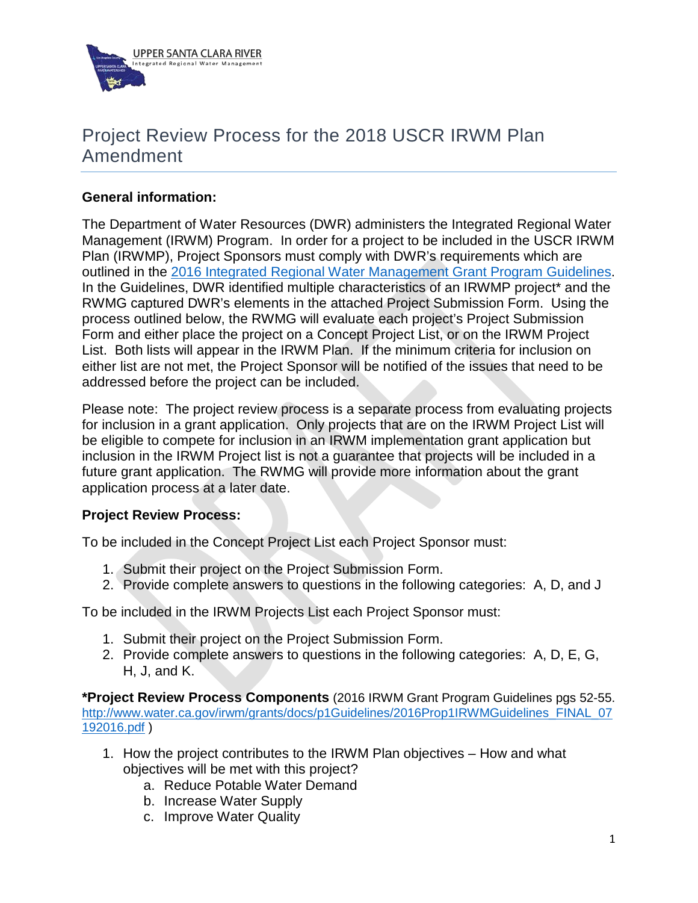UPPER SANTA CLARA RIVER
Integrated Regional Water Management

# Project Review Process for the 2018 USCR IRWM Plan Amendment

**General information:**

The Department of Water Resources (DWR) administers the Integrated Regional Water Management (IRWM) Program. In order for a project to be included in the USCR IRWM Plan (IRWMP), Project Sponsors must comply with DWR's requirements which are outlined in the [2016 Integrated Regional Water Management Grant Program Guidelines](http://www.water.ca.gov/irwm/grants/docs/p1Guidelines/2016Prop1IRWMGuidelines_FINAL_07192016.pdf). In the Guidelines, DWR identified multiple characteristics of an IRWMP project* and the RWMG captured DWR's elements in the attached Project Submission Form. Using the process outlined below, the RWMG will evaluate each project's Project Submission Form and either place the project on a Concept Project List, or on the IRWM Project List. Both lists will appear in the IRWM Plan. If the minimum criteria for inclusion on either list are not met, the Project Sponsor will be notified of the issues that need to be addressed before the project can be included.

Please note: The project review process is a separate process from evaluating projects for inclusion in a grant application. Only projects that are on the IRWM Project List will be eligible to compete for inclusion in an IRWM implementation grant application but inclusion in the IRWM Project list is not a guarantee that projects will be included in a future grant application. The RWMG will provide more information about the grant application process at a later date.

**Project Review Process:**

To be included in the Concept Project List each Project Sponsor must:

1. Submit their project on the Project Submission Form.
2. Provide complete answers to questions in the following categories: A, D, and J

To be included in the IRWM Projects List each Project Sponsor must:

1. Submit their project on the Project Submission Form.
2. Provide complete answers to questions in the following categories: A, D, E, G, H, J, and K.

***Project Review Process Components** (2016 IRWM Grant Program Guidelines pgs 52-55. http://www.water.ca.gov/irwm/grants/docs/p1Guidelines/2016Prop1IRWMGuidelines_FINAL_07192016.pdf )

1. How the project contributes to the IRWM Plan objectives – How and what objectives will be met with this project?
   a. Reduce Potable Water Demand
   b. Increase Water Supply
   c. Improve Water Quality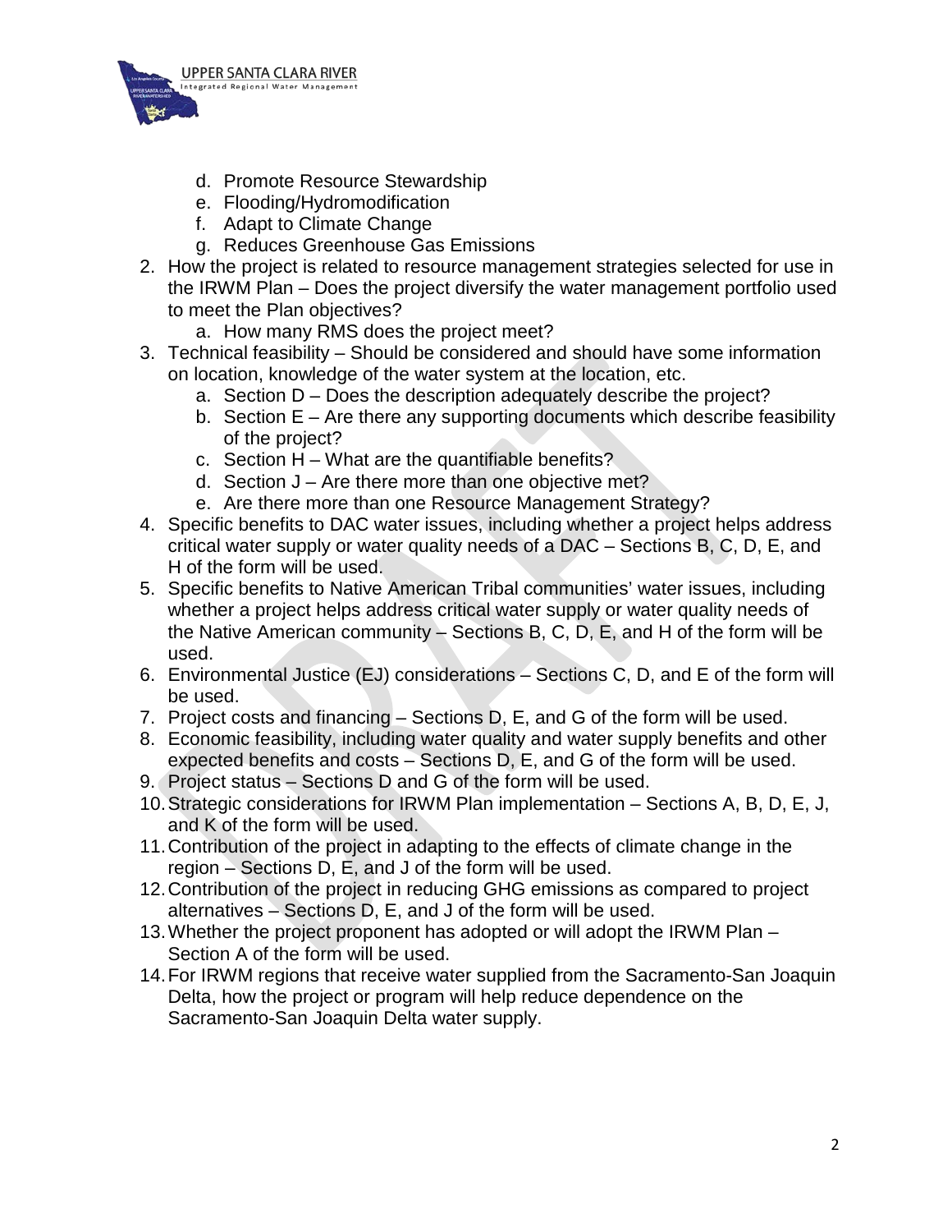d. Promote Resource Stewardship
   e. Flooding/Hydromodification
   f. Adapt to Climate Change
   g. Reduces Greenhouse Gas Emissions

2. How the project is related to resource management strategies selected for use in the IRWM Plan – Does the project diversify the water management portfolio used to meet the Plan objectives?
   a. How many RMS does the project meet?
3. Technical feasibility – Should be considered and should have some information on location, knowledge of the water system at the location, etc.
   a. Section D – Does the description adequately describe the project?
   b. Section E – Are there any supporting documents which describe feasibility of the project?
   c. Section H – What are the quantifiable benefits?
   d. Section J – Are there more than one objective met?
   e. Are there more than one Resource Management Strategy?
4. Specific benefits to DAC water issues, including whether a project helps address critical water supply or water quality needs of a DAC – Sections B, C, D, E, and H of the form will be used.
5. Specific benefits to Native American Tribal communities' water issues, including whether a project helps address critical water supply or water quality needs of the Native American community – Sections B, C, D, E, and H of the form will be used.
6. Environmental Justice (EJ) considerations – Sections C, D, and E of the form will be used.
7. Project costs and financing – Sections D, E, and G of the form will be used.
8. Economic feasibility, including water quality and water supply benefits and other expected benefits and costs – Sections D, E, and G of the form will be used.
9. Project status – Sections D and G of the form will be used.
10. Strategic considerations for IRWM Plan implementation – Sections A, B, D, E, J, and K of the form will be used.
11. Contribution of the project in adapting to the effects of climate change in the region – Sections D, E, and J of the form will be used.
12. Contribution of the project in reducing GHG emissions as compared to project alternatives – Sections D, E, and J of the form will be used.
13. Whether the project proponent has adopted or will adopt the IRWM Plan – Section A of the form will be used.
14. For IRWM regions that receive water supplied from the Sacramento-San Joaquin Delta, how the project or program will help reduce dependence on the Sacramento-San Joaquin Delta water supply.